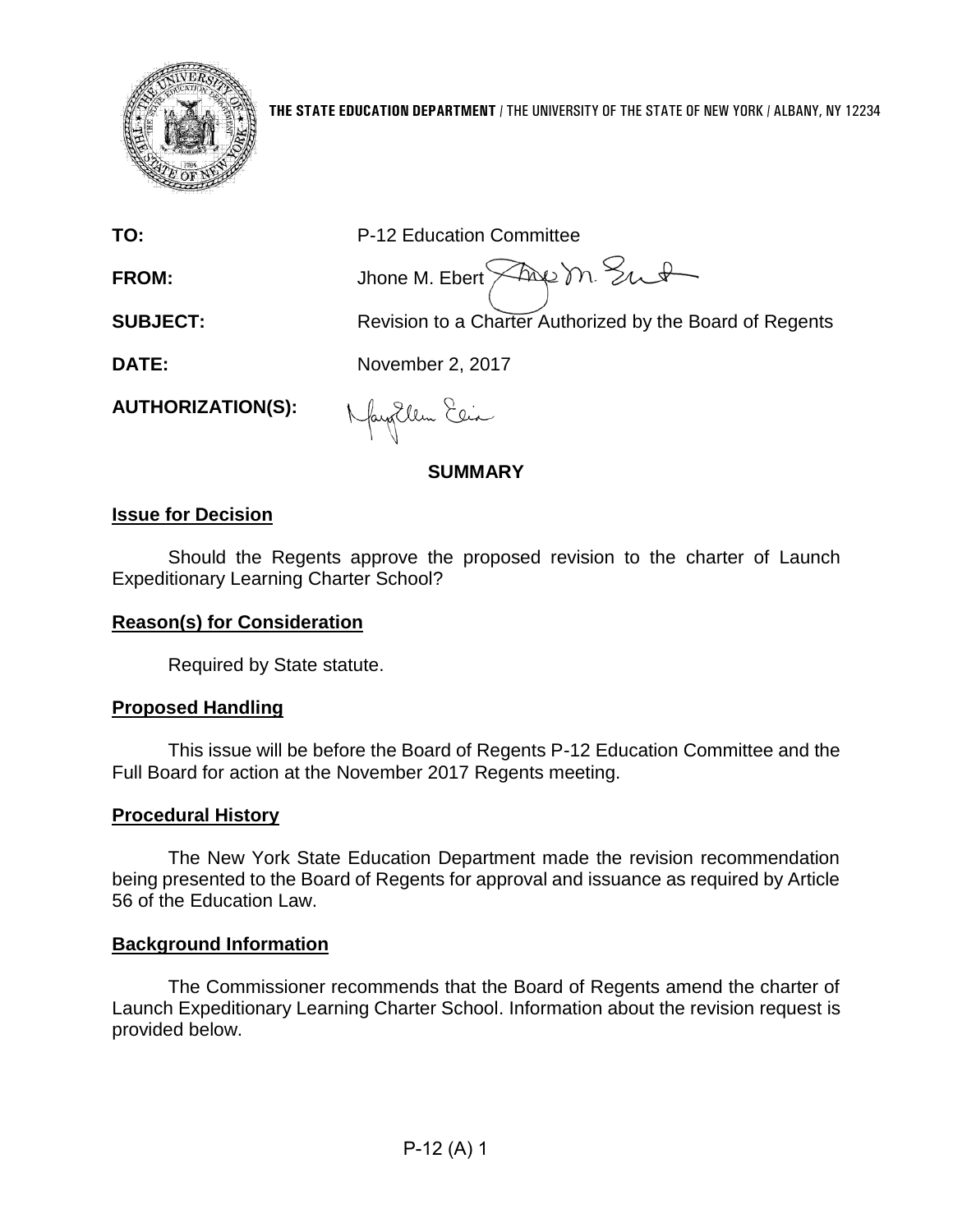**THE STATE EDUCATION DEPARTMENT** / THE UNIVERSITY OF THE STATE OF NEW YORK / ALBANY, NY 12234

| | |
|---|---|
| **TO:** | P-12 Education Committee |
| **FROM:** | Jhone M. Ebert |
| **SUBJECT:** | Revision to a Charter Authorized by the Board of Regents |
| **DATE:** | November 2, 2017 |
| **AUTHORIZATION(S):** | |

## SUMMARY

### Issue for Decision

Should the Regents approve the proposed revision to the charter of Launch Expeditionary Learning Charter School?

### Reason(s) for Consideration

Required by State statute.

### Proposed Handling

This issue will be before the Board of Regents P-12 Education Committee and the Full Board for action at the November 2017 Regents meeting.

### Procedural History

The New York State Education Department made the revision recommendation being presented to the Board of Regents for approval and issuance as required by Article 56 of the Education Law.

### Background Information

The Commissioner recommends that the Board of Regents amend the charter of Launch Expeditionary Learning Charter School. Information about the revision request is provided below.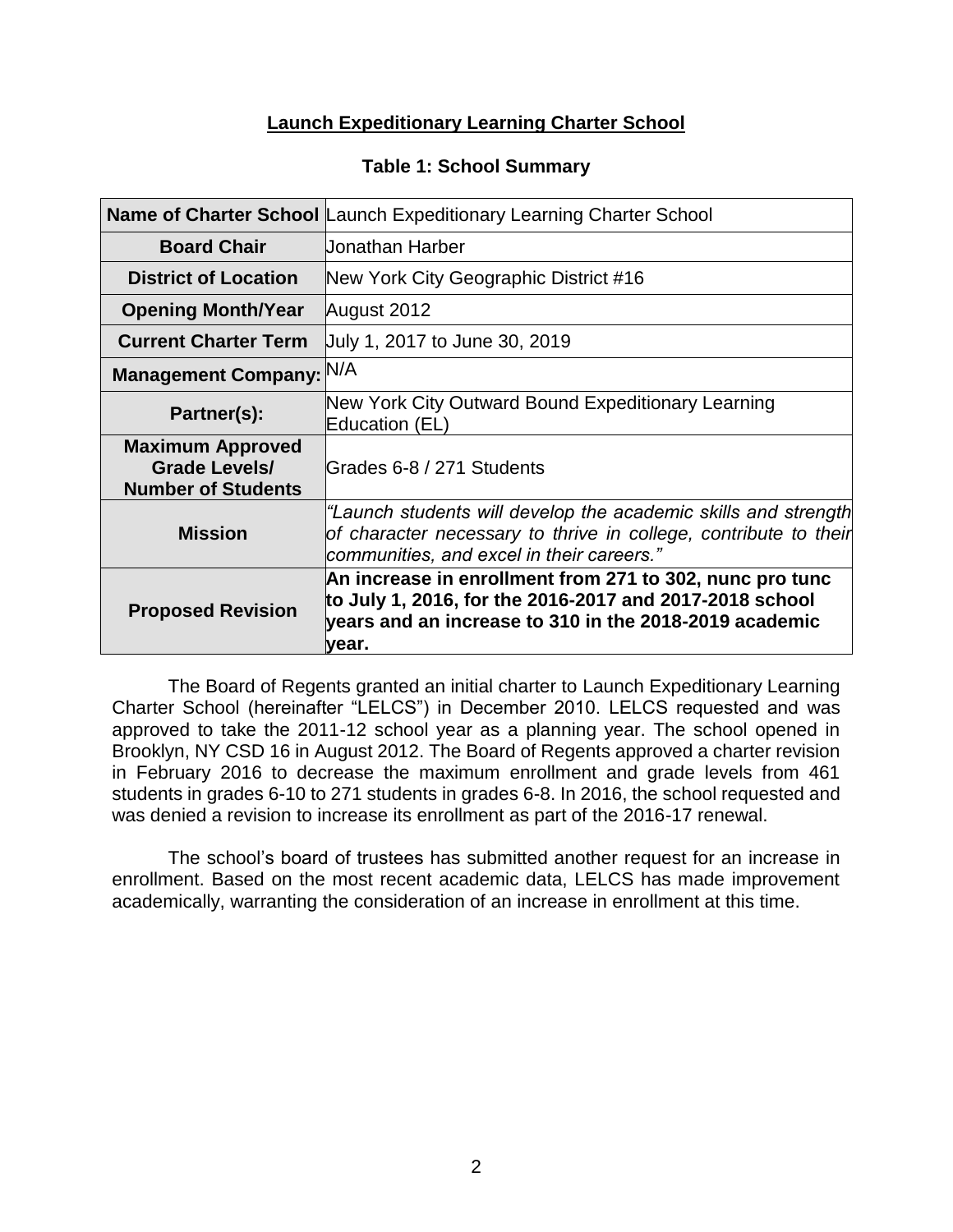# Launch Expeditionary Learning Charter School

**Table 1: School Summary**

| | |
|---|---|
| **Name of Charter School** | Launch Expeditionary Learning Charter School |
| **Board Chair** | Jonathan Harber |
| **District of Location** | New York City Geographic District #16 |
| **Opening Month/Year** | August 2012 |
| **Current Charter Term** | July 1, 2017 to June 30, 2019 |
| **Management Company:** | N/A |
| **Partner(s):** | New York City Outward Bound Expeditionary Learning Education (EL) |
| **Maximum Approved Grade Levels/ Number of Students** | Grades 6-8 / 271 Students |
| **Mission** | *"Launch students will develop the academic skills and strength of character necessary to thrive in college, contribute to their communities, and excel in their careers."* |
| **Proposed Revision** | **An increase in enrollment from 271 to 302, nunc pro tunc to July 1, 2016, for the 2016-2017 and 2017-2018 school years and an increase to 310 in the 2018-2019 academic year.** |

The Board of Regents granted an initial charter to Launch Expeditionary Learning Charter School (hereinafter "LELCS") in December 2010. LELCS requested and was approved to take the 2011-12 school year as a planning year. The school opened in Brooklyn, NY CSD 16 in August 2012. The Board of Regents approved a charter revision in February 2016 to decrease the maximum enrollment and grade levels from 461 students in grades 6-10 to 271 students in grades 6-8. In 2016, the school requested and was denied a revision to increase its enrollment as part of the 2016-17 renewal.

The school's board of trustees has submitted another request for an increase in enrollment. Based on the most recent academic data, LELCS has made improvement academically, warranting the consideration of an increase in enrollment at this time.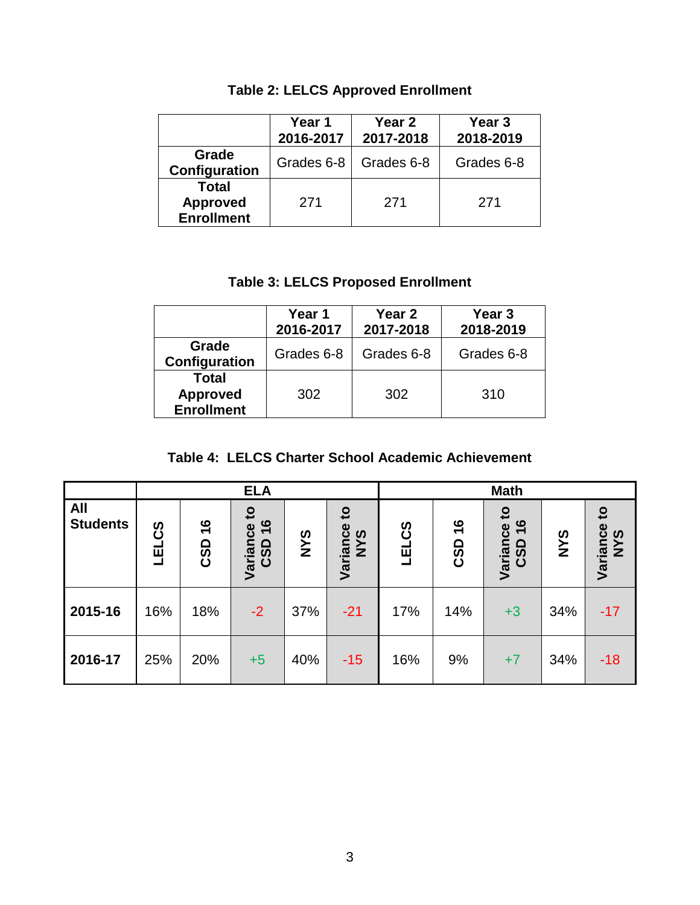**Table 2: LELCS Approved Enrollment**

| | Year 1 2016-2017 | Year 2 2017-2018 | Year 3 2018-2019 |
|---|---|---|---|
| **Grade Configuration** | Grades 6-8 | Grades 6-8 | Grades 6-8 |
| **Total Approved Enrollment** | 271 | 271 | 271 |

**Table 3: LELCS Proposed Enrollment**

| | Year 1 2016-2017 | Year 2 2017-2018 | Year 3 2018-2019 |
|---|---|---|---|
| **Grade Configuration** | Grades 6-8 | Grades 6-8 | Grades 6-8 |
| **Total Approved Enrollment** | 302 | 302 | 310 |

**Table 4: LELCS Charter School Academic Achievement**

| | ELA | | | | | Math | | | | |
|---|---|---|---|---|---|---|---|---|---|---|
| **All Students** | **LELCS** | **CSD 16** | **Variance to CSD 16** | **NYS** | **Variance to NYS** | **LELCS** | **CSD 16** | **Variance to CSD 16** | **NYS** | **Variance to NYS** |
| **2015-16** | 16% | 18% | -2 | 37% | -21 | 17% | 14% | +3 | 34% | -17 |
| **2016-17** | 25% | 20% | +5 | 40% | -15 | 16% | 9% | +7 | 34% | -18 |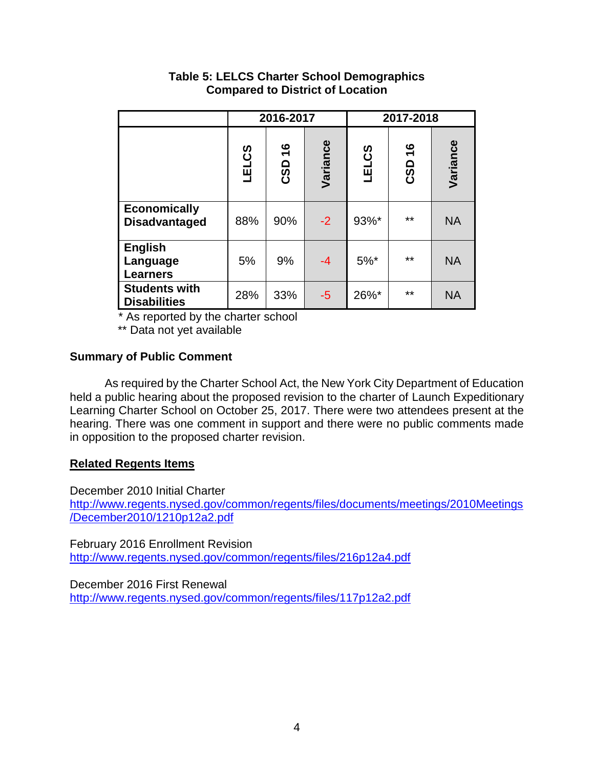**Table 5: LELCS Charter School Demographics Compared to District of Location**

| | 2016-2017 | | | 2017-2018 | | |
|---|---|---|---|---|---|---|
| | LELCS | CSD 16 | Variance | LELCS | CSD 16 | Variance |
| **Economically Disadvantaged** | 88% | 90% | -2 | 93%* | ** | NA |
| **English Language Learners** | 5% | 9% | -4 | 5%* | ** | NA |
| **Students with Disabilities** | 28% | 33% | -5 | 26%* | ** | NA |

\* As reported by the charter school
** Data not yet available

**Summary of Public Comment**

As required by the Charter School Act, the New York City Department of Education held a public hearing about the proposed revision to the charter of Launch Expeditionary Learning Charter School on October 25, 2017. There were two attendees present at the hearing. There was one comment in support and there were no public comments made in opposition to the proposed charter revision.

**Related Regents Items**

December 2010 Initial Charter
http://www.regents.nysed.gov/common/regents/files/documents/meetings/2010Meetings/December2010/1210p12a2.pdf

February 2016 Enrollment Revision
http://www.regents.nysed.gov/common/regents/files/216p12a4.pdf

December 2016 First Renewal
http://www.regents.nysed.gov/common/regents/files/117p12a2.pdf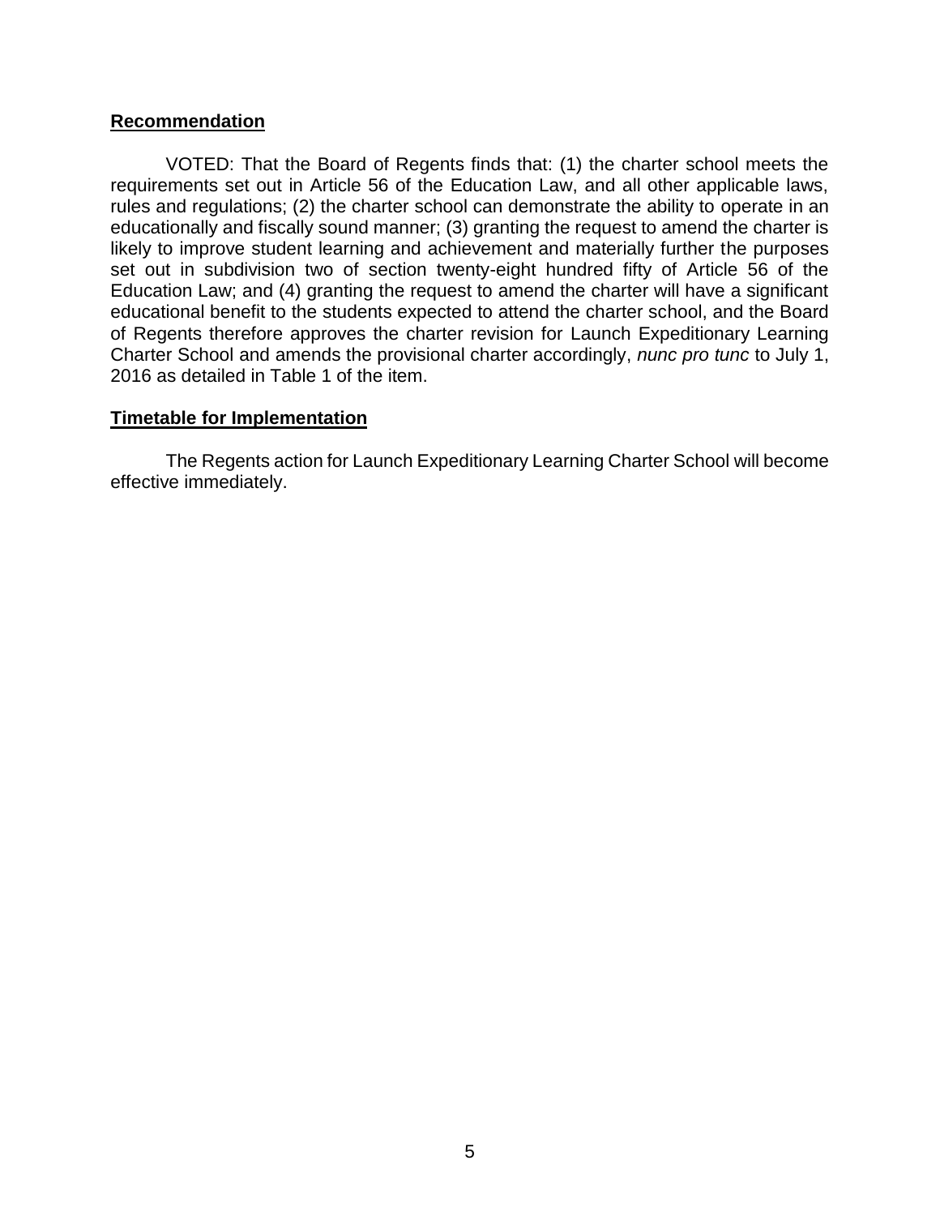**Recommendation**

VOTED: That the Board of Regents finds that: (1) the charter school meets the requirements set out in Article 56 of the Education Law, and all other applicable laws, rules and regulations; (2) the charter school can demonstrate the ability to operate in an educationally and fiscally sound manner; (3) granting the request to amend the charter is likely to improve student learning and achievement and materially further the purposes set out in subdivision two of section twenty-eight hundred fifty of Article 56 of the Education Law; and (4) granting the request to amend the charter will have a significant educational benefit to the students expected to attend the charter school, and the Board of Regents therefore approves the charter revision for Launch Expeditionary Learning Charter School and amends the provisional charter accordingly, *nunc pro tunc* to July 1, 2016 as detailed in Table 1 of the item.

**Timetable for Implementation**

The Regents action for Launch Expeditionary Learning Charter School will become effective immediately.